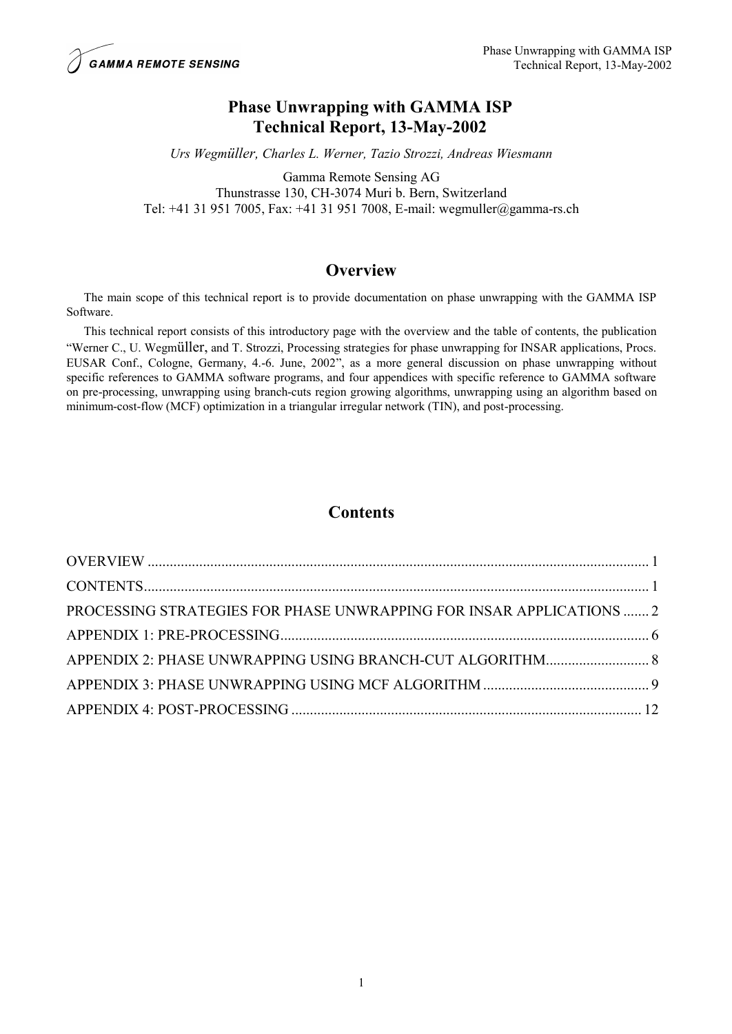# Phase Unwrapping with GAMMA ISP
# Technical Report, 13-May-2002

*Urs Wegmüller, Charles L. Werner, Tazio Strozzi, Andreas Wiesmann*

Gamma Remote Sensing AG
Thunstrasse 130, CH-3074 Muri b. Bern, Switzerland
Tel: +41 31 951 7005, Fax: +41 31 951 7008, E-mail: wegmuller@gamma-rs.ch

## Overview

The main scope of this technical report is to provide documentation on phase unwrapping with the GAMMA ISP Software.

This technical report consists of this introductory page with the overview and the table of contents, the publication "Werner C., U. Wegmüller, and T. Strozzi, Processing strategies for phase unwrapping for INSAR applications, Procs. EUSAR Conf., Cologne, Germany, 4.-6. June, 2002", as a more general discussion on phase unwrapping without specific references to GAMMA software programs, and four appendices with specific reference to GAMMA software on pre-processing, unwrapping using branch-cuts region growing algorithms, unwrapping using an algorithm based on minimum-cost-flow (MCF) optimization in a triangular irregular network (TIN), and post-processing.

## Contents

OVERVIEW ........................................................................................................................ 1
CONTENTS........................................................................................................................ 1
PROCESSING STRATEGIES FOR PHASE UNWRAPPING FOR INSAR APPLICATIONS ....... 2
APPENDIX 1: PRE-PROCESSING.................................................................................... 6
APPENDIX 2: PHASE UNWRAPPING USING BRANCH-CUT ALGORITHM........................... 8
APPENDIX 3: PHASE UNWRAPPING USING MCF ALGORITHM ........................................... 9
APPENDIX 4: POST-PROCESSING ................................................................................ 12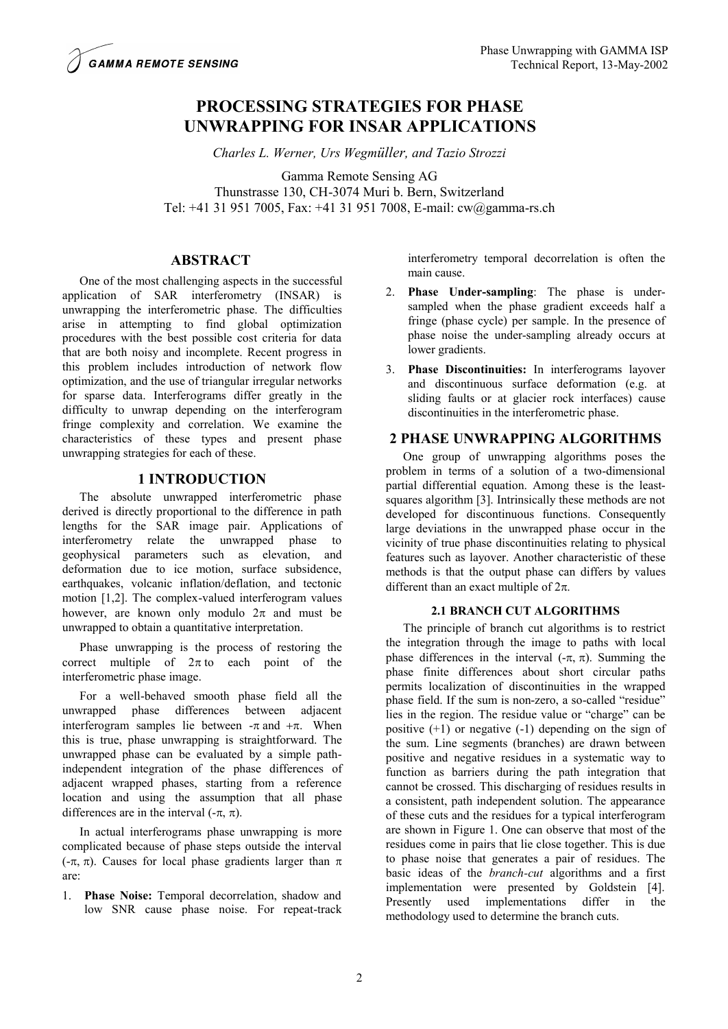# PROCESSING STRATEGIES FOR PHASE UNWRAPPING FOR INSAR APPLICATIONS

*Charles L. Werner, Urs Wegmüller, and Tazio Strozzi*

Gamma Remote Sensing AG
Thunstrasse 130, CH-3074 Muri b. Bern, Switzerland
Tel: +41 31 951 7005, Fax: +41 31 951 7008, E-mail: cw@gamma-rs.ch

## ABSTRACT

One of the most challenging aspects in the successful application of SAR interferometry (INSAR) is unwrapping the interferometric phase. The difficulties arise in attempting to find global optimization procedures with the best possible cost criteria for data that are both noisy and incomplete. Recent progress in this problem includes introduction of network flow optimization, and the use of triangular irregular networks for sparse data. Interferograms differ greatly in the difficulty to unwrap depending on the interferogram fringe complexity and correlation. We examine the characteristics of these types and present phase unwrapping strategies for each of these.

## 1 INTRODUCTION

The absolute unwrapped interferometric phase derived is directly proportional to the difference in path lengths for the SAR image pair. Applications of interferometry relate the unwrapped phase to geophysical parameters such as elevation, and deformation due to ice motion, surface subsidence, earthquakes, volcanic inflation/deflation, and tectonic motion [1,2]. The complex-valued interferogram values however, are known only modulo $2\pi$ and must be unwrapped to obtain a quantitative interpretation.

Phase unwrapping is the process of restoring the correct multiple of $2\pi$ to each point of the interferometric phase image.

For a well-behaved smooth phase field all the unwrapped phase differences between adjacent interferogram samples lie between $-\pi$ and $+\pi$. When this is true, phase unwrapping is straightforward. The unwrapped phase can be evaluated by a simple path-independent integration of the phase differences of adjacent wrapped phases, starting from a reference location and using the assumption that all phase differences are in the interval $(-\pi, \pi)$.

In actual interferograms phase unwrapping is more complicated because of phase steps outside the interval $(-\pi, \pi)$. Causes for local phase gradients larger than $\pi$ are:

1. **Phase Noise:** Temporal decorrelation, shadow and low SNR cause phase noise. For repeat-track interferometry temporal decorrelation is often the main cause.
2. **Phase Under-sampling**: The phase is under-sampled when the phase gradient exceeds half a fringe (phase cycle) per sample. In the presence of phase noise the under-sampling already occurs at lower gradients.
3. **Phase Discontinuities:** In interferograms layover and discontinuous surface deformation (e.g. at sliding faults or at glacier rock interfaces) cause discontinuities in the interferometric phase.

## 2 PHASE UNWRAPPING ALGORITHMS

One group of unwrapping algorithms poses the problem in terms of a solution of a two-dimensional partial differential equation. Among these is the least-squares algorithm [3]. Intrinsically these methods are not developed for discontinuous functions. Consequently large deviations in the unwrapped phase occur in the vicinity of true phase discontinuities relating to physical features such as layover. Another characteristic of these methods is that the output phase can differs by values different than an exact multiple of $2\pi$.

### 2.1 BRANCH CUT ALGORITHMS

The principle of branch cut algorithms is to restrict the integration through the image to paths with local phase differences in the interval $(-\pi, \pi)$. Summing the phase finite differences about short circular paths permits localization of discontinuities in the wrapped phase field. If the sum is non-zero, a so-called "residue" lies in the region. The residue value or "charge" can be positive (+1) or negative (-1) depending on the sign of the sum. Line segments (branches) are drawn between positive and negative residues in a systematic way to function as barriers during the path integration that cannot be crossed. This discharging of residues results in a consistent, path independent solution. The appearance of these cuts and the residues for a typical interferogram are shown in Figure 1. One can observe that most of the residues come in pairs that lie close together. This is due to phase noise that generates a pair of residues. The basic ideas of the *branch-cut* algorithms and a first implementation were presented by Goldstein [4]. Presently used implementations differ in the methodology used to determine the branch cuts.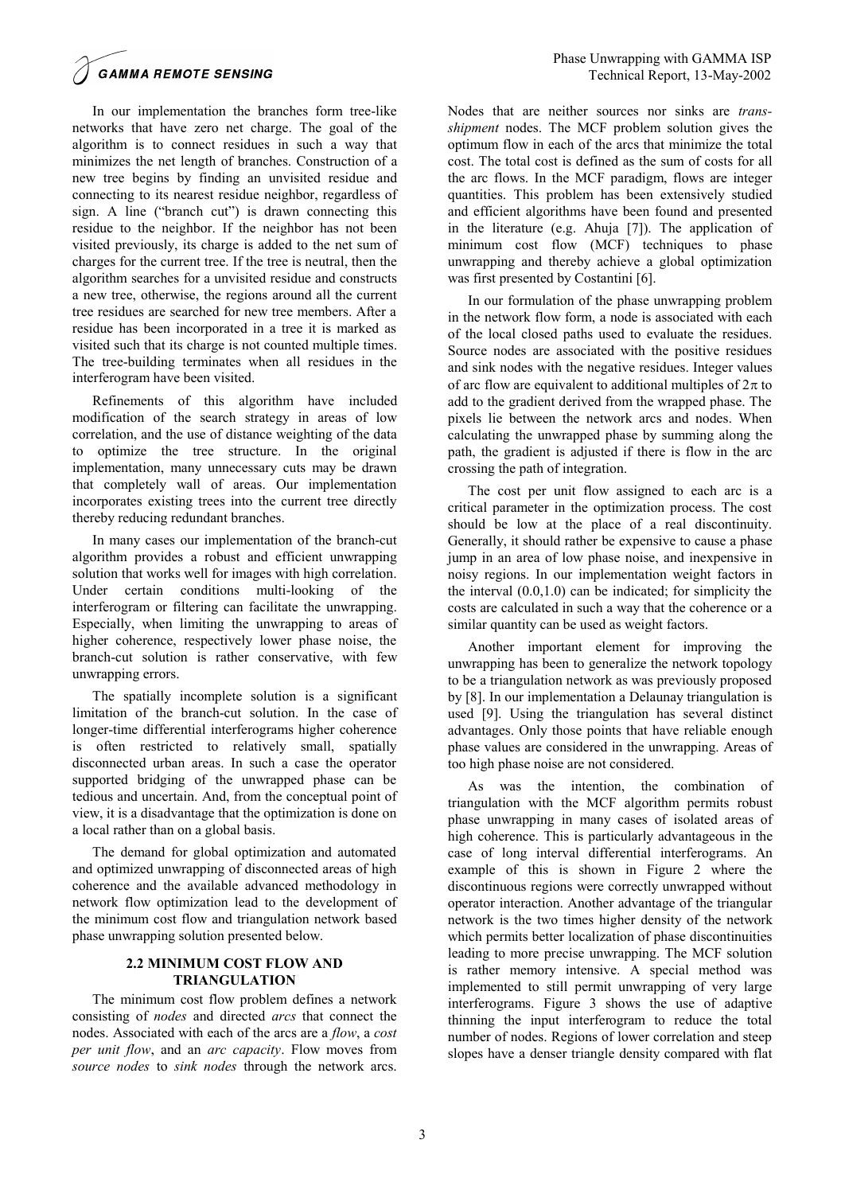In our implementation the branches form tree-like networks that have zero net charge. The goal of the algorithm is to connect residues in such a way that minimizes the net length of branches. Construction of a new tree begins by finding an unvisited residue and connecting to its nearest residue neighbor, regardless of sign. A line ("branch cut") is drawn connecting this residue to the neighbor. If the neighbor has not been visited previously, its charge is added to the net sum of charges for the current tree. If the tree is neutral, then the algorithm searches for a unvisited residue and constructs a new tree, otherwise, the regions around all the current tree residues are searched for new tree members. After a residue has been incorporated in a tree it is marked as visited such that its charge is not counted multiple times. The tree-building terminates when all residues in the interferogram have been visited.

Refinements of this algorithm have included modification of the search strategy in areas of low correlation, and the use of distance weighting of the data to optimize the tree structure. In the original implementation, many unnecessary cuts may be drawn that completely wall of areas. Our implementation incorporates existing trees into the current tree directly thereby reducing redundant branches.

In many cases our implementation of the branch-cut algorithm provides a robust and efficient unwrapping solution that works well for images with high correlation. Under certain conditions multi-looking of the interferogram or filtering can facilitate the unwrapping. Especially, when limiting the unwrapping to areas of higher coherence, respectively lower phase noise, the branch-cut solution is rather conservative, with few unwrapping errors.

The spatially incomplete solution is a significant limitation of the branch-cut solution. In the case of longer-time differential interferograms higher coherence is often restricted to relatively small, spatially disconnected urban areas. In such a case the operator supported bridging of the unwrapped phase can be tedious and uncertain. And, from the conceptual point of view, it is a disadvantage that the optimization is done on a local rather than on a global basis.

The demand for global optimization and automated and optimized unwrapping of disconnected areas of high coherence and the available advanced methodology in network flow optimization lead to the development of the minimum cost flow and triangulation network based phase unwrapping solution presented below.

### 2.2 MINIMUM COST FLOW AND TRIANGULATION

The minimum cost flow problem defines a network consisting of *nodes* and directed *arcs* that connect the nodes. Associated with each of the arcs are a *flow*, a *cost per unit flow*, and an *arc capacity*. Flow moves from *source nodes* to *sink nodes* through the network arcs. Nodes that are neither sources nor sinks are *trans-shipment* nodes. The MCF problem solution gives the optimum flow in each of the arcs that minimize the total cost. The total cost is defined as the sum of costs for all the arc flows. In the MCF paradigm, flows are integer quantities. This problem has been extensively studied and efficient algorithms have been found and presented in the literature (e.g. Ahuja [7]). The application of minimum cost flow (MCF) techniques to phase unwrapping and thereby achieve a global optimization was first presented by Costantini [6].

In our formulation of the phase unwrapping problem in the network flow form, a node is associated with each of the local closed paths used to evaluate the residues. Source nodes are associated with the positive residues and sink nodes with the negative residues. Integer values of arc flow are equivalent to additional multiples of $2\pi$ to add to the gradient derived from the wrapped phase. The pixels lie between the network arcs and nodes. When calculating the unwrapped phase by summing along the path, the gradient is adjusted if there is flow in the arc crossing the path of integration.

The cost per unit flow assigned to each arc is a critical parameter in the optimization process. The cost should be low at the place of a real discontinuity. Generally, it should rather be expensive to cause a phase jump in an area of low phase noise, and inexpensive in noisy regions. In our implementation weight factors in the interval (0.0,1.0) can be indicated; for simplicity the costs are calculated in such a way that the coherence or a similar quantity can be used as weight factors.

Another important element for improving the unwrapping has been to generalize the network topology to be a triangulation network as was previously proposed by [8]. In our implementation a Delaunay triangulation is used [9]. Using the triangulation has several distinct advantages. Only those points that have reliable enough phase values are considered in the unwrapping. Areas of too high phase noise are not considered.

As was the intention, the combination of triangulation with the MCF algorithm permits robust phase unwrapping in many cases of isolated areas of high coherence. This is particularly advantageous in the case of long interval differential interferograms. An example of this is shown in Figure 2 where the discontinuous regions were correctly unwrapped without operator interaction. Another advantage of the triangular network is the two times higher density of the network which permits better localization of phase discontinuities leading to more precise unwrapping. The MCF solution is rather memory intensive. A special method was implemented to still permit unwrapping of very large interferograms. Figure 3 shows the use of adaptive thinning the input interferogram to reduce the total number of nodes. Regions of lower correlation and steep slopes have a denser triangle density compared with flat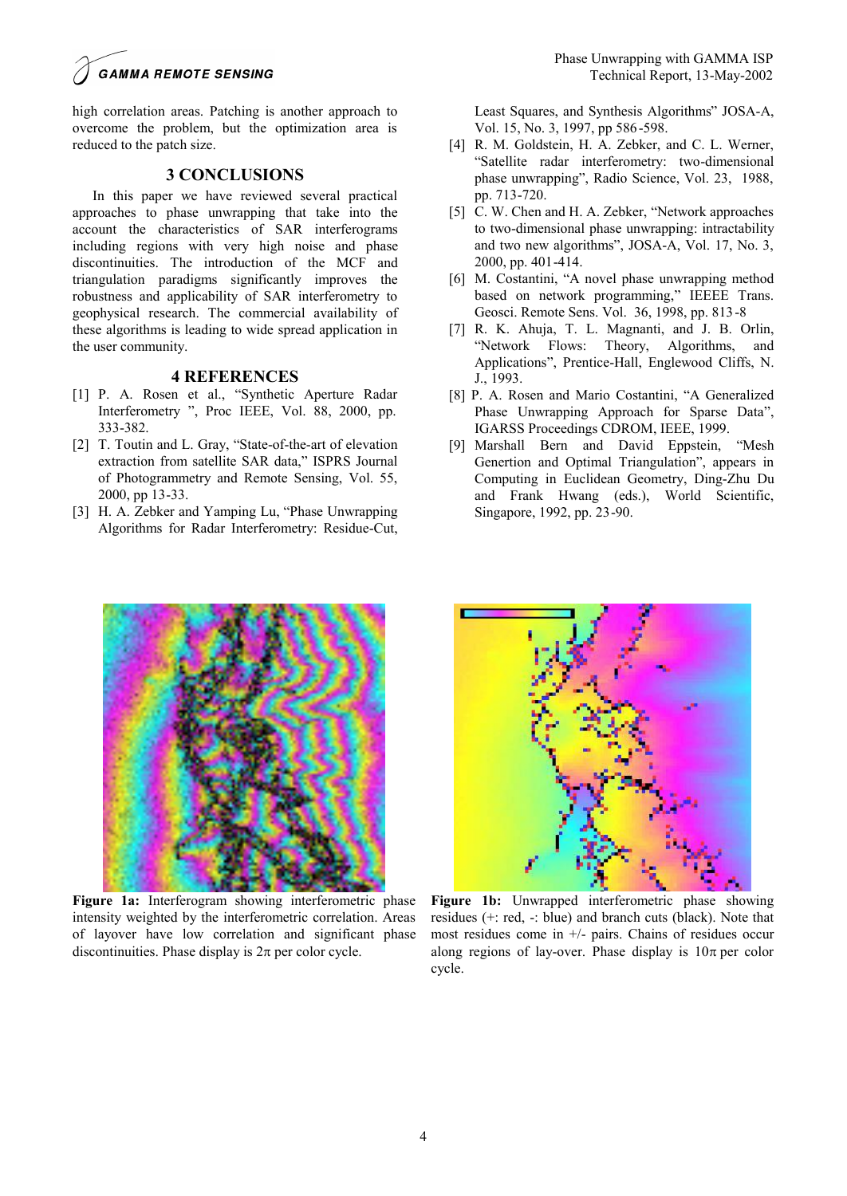high correlation areas. Patching is another approach to overcome the problem, but the optimization area is reduced to the patch size.

## 3 CONCLUSIONS

In this paper we have reviewed several practical approaches to phase unwrapping that take into the account the characteristics of SAR interferograms including regions with very high noise and phase discontinuities. The introduction of the MCF and triangulation paradigms significantly improves the robustness and applicability of SAR interferometry to geophysical research. The commercial availability of these algorithms is leading to wide spread application in the user community.

## 4 REFERENCES

[1] P. A. Rosen et al., "Synthetic Aperture Radar Interferometry ", Proc IEEE, Vol. 88, 2000, pp. 333-382.

[2] T. Toutin and L. Gray, "State-of-the-art of elevation extraction from satellite SAR data," ISPRS Journal of Photogrammetry and Remote Sensing, Vol. 55, 2000, pp 13-33.

[3] H. A. Zebker and Yamping Lu, "Phase Unwrapping Algorithms for Radar Interferometry: Residue-Cut, Least Squares, and Synthesis Algorithms" JOSA-A, Vol. 15, No. 3, 1997, pp 586-598.

[4] R. M. Goldstein, H. A. Zebker, and C. L. Werner, "Satellite radar interferometry: two-dimensional phase unwrapping", Radio Science, Vol. 23, 1988, pp. 713-720.

[5] C. W. Chen and H. A. Zebker, "Network approaches to two-dimensional phase unwrapping: intractability and two new algorithms", JOSA-A, Vol. 17, No. 3, 2000, pp. 401-414.

[6] M. Costantini, "A novel phase unwrapping method based on network programming," IEEE Trans. Geosci. Remote Sens. Vol. 36, 1998, pp. 813-8

[7] R. K. Ahuja, T. L. Magnanti, and J. B. Orlin, "Network Flows: Theory, Algorithms, and Applications", Prentice-Hall, Englewood Cliffs, N. J., 1993.

[8] P. A. Rosen and Mario Costantini, "A Generalized Phase Unwrapping Approach for Sparse Data", IGARSS Proceedings CDROM, IEEE, 1999.

[9] Marshall Bern and David Eppstein, "Mesh Genertion and Optimal Triangulation", appears in Computing in Euclidean Geometry, Ding-Zhu Du and Frank Hwang (eds.), World Scientific, Singapore, 1992, pp. 23-90.

**Figure 1a:** Interferogram showing interferometric phase intensity weighted by the interferometric correlation. Areas of layover have low correlation and significant phase discontinuities. Phase display is $2\pi$ per color cycle.

**Figure 1b:** Unwrapped interferometric phase showing residues (+: red, -: blue) and branch cuts (black). Note that most residues come in +/- pairs. Chains of residues occur along regions of lay-over. Phase display is $10\pi$ per color cycle.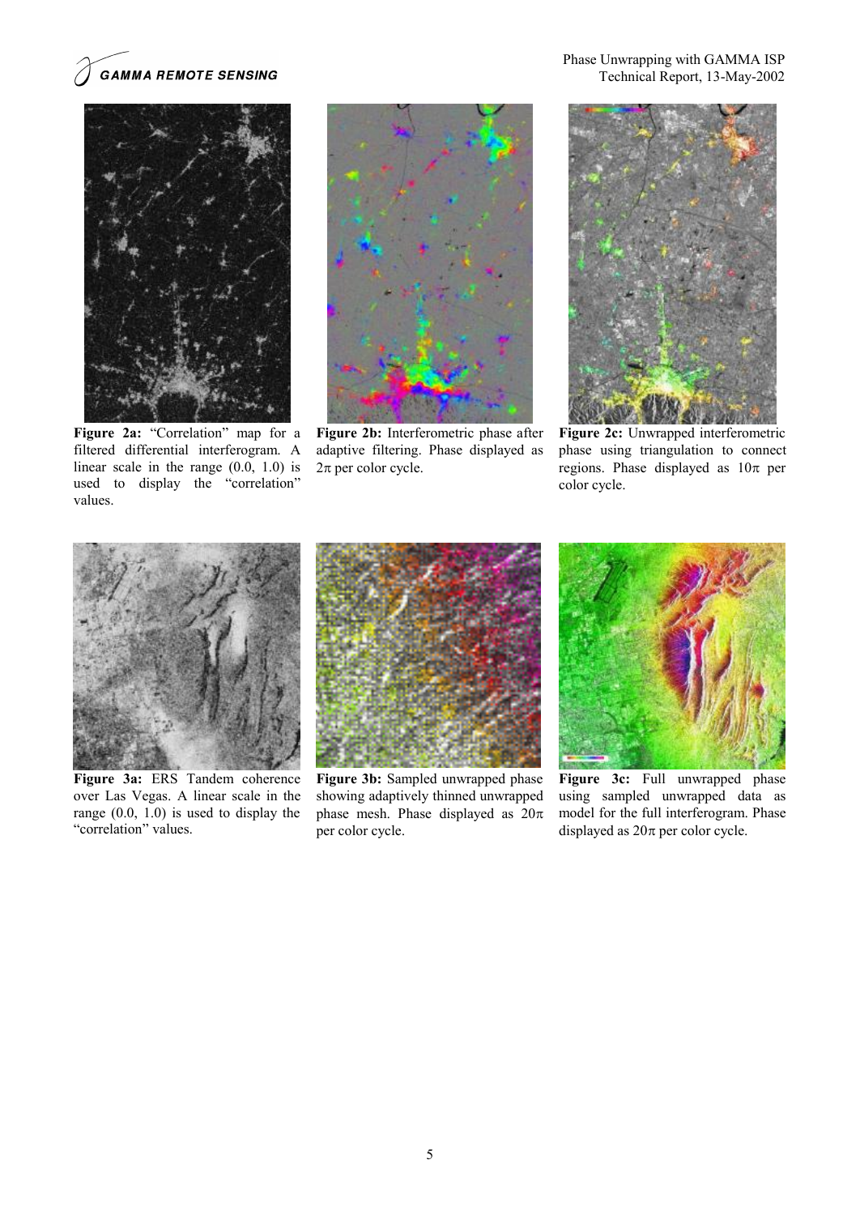**Figure 2a:** "Correlation" map for a filtered differential interferogram. A linear scale in the range (0.0, 1.0) is used to display the "correlation" values.

**Figure 2b:** Interferometric phase after adaptive filtering. Phase displayed as $2\pi$ per color cycle.

**Figure 2c:** Unwrapped interferometric phase using triangulation to connect regions. Phase displayed as $10\pi$ per color cycle.

**Figure 3a:** ERS Tandem coherence over Las Vegas. A linear scale in the range (0.0, 1.0) is used to display the "correlation" values.

**Figure 3b:** Sampled unwrapped phase showing adaptively thinned unwrapped phase mesh. Phase displayed as $20\pi$ per color cycle.

**Figure 3c:** Full unwrapped phase using sampled unwrapped data as model for the full interferogram. Phase displayed as $20\pi$ per color cycle.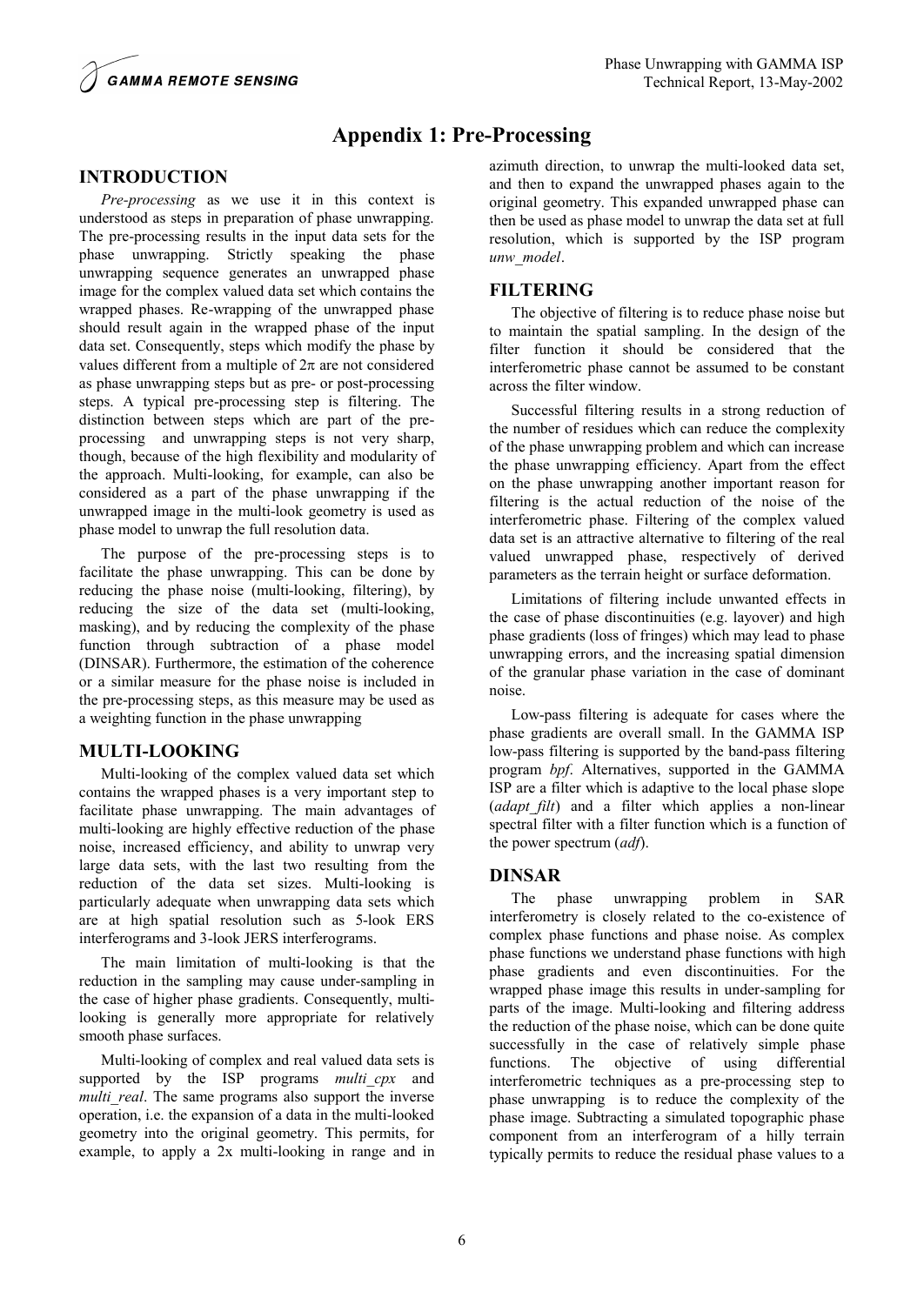# Appendix 1: Pre-Processing

## INTRODUCTION

*Pre-processing* as we use it in this context is understood as steps in preparation of phase unwrapping. The pre-processing results in the input data sets for the phase unwrapping. Strictly speaking the phase unwrapping sequence generates an unwrapped phase image for the complex valued data set which contains the wrapped phases. Re-wrapping of the unwrapped phase should result again in the wrapped phase of the input data set. Consequently, steps which modify the phase by values different from a multiple of $2\pi$ are not considered as phase unwrapping steps but as pre- or post-processing steps. A typical pre-processing step is filtering. The distinction between steps which are part of the pre-processing and unwrapping steps is not very sharp, though, because of the high flexibility and modularity of the approach. Multi-looking, for example, can also be considered as a part of the phase unwrapping if the unwrapped image in the multi-look geometry is used as phase model to unwrap the full resolution data.

The purpose of the pre-processing steps is to facilitate the phase unwrapping. This can be done by reducing the phase noise (multi-looking, filtering), by reducing the size of the data set (multi-looking, masking), and by reducing the complexity of the phase function through subtraction of a phase model (DINSAR). Furthermore, the estimation of the coherence or a similar measure for the phase noise is included in the pre-processing steps, as this measure may be used as a weighting function in the phase unwrapping

## MULTI-LOOKING

Multi-looking of the complex valued data set which contains the wrapped phases is a very important step to facilitate phase unwrapping. The main advantages of multi-looking are highly effective reduction of the phase noise, increased efficiency, and ability to unwrap very large data sets, with the last two resulting from the reduction of the data set sizes. Multi-looking is particularly adequate when unwrapping data sets which are at high spatial resolution such as 5-look ERS interferograms and 3-look JERS interferograms.

The main limitation of multi-looking is that the reduction in the sampling may cause under-sampling in the case of higher phase gradients. Consequently, multi-looking is generally more appropriate for relatively smooth phase surfaces.

Multi-looking of complex and real valued data sets is supported by the ISP programs *multi_cpx* and *multi_real*. The same programs also support the inverse operation, i.e. the expansion of a data in the multi-looked geometry into the original geometry. This permits, for example, to apply a 2x multi-looking in range and in azimuth direction, to unwrap the multi-looked data set, and then to expand the unwrapped phases again to the original geometry. This expanded unwrapped phase can then be used as phase model to unwrap the data set at full resolution, which is supported by the ISP program *unw_model*.

## FILTERING

The objective of filtering is to reduce phase noise but to maintain the spatial sampling. In the design of the filter function it should be considered that the interferometric phase cannot be assumed to be constant across the filter window.

Successful filtering results in a strong reduction of the number of residues which can reduce the complexity of the phase unwrapping problem and which can increase the phase unwrapping efficiency. Apart from the effect on the phase unwrapping another important reason for filtering is the actual reduction of the noise of the interferometric phase. Filtering of the complex valued data set is an attractive alternative to filtering of the real valued unwrapped phase, respectively of derived parameters as the terrain height or surface deformation.

Limitations of filtering include unwanted effects in the case of phase discontinuities (e.g. layover) and high phase gradients (loss of fringes) which may lead to phase unwrapping errors, and the increasing spatial dimension of the granular phase variation in the case of dominant noise.

Low-pass filtering is adequate for cases where the phase gradients are overall small. In the GAMMA ISP low-pass filtering is supported by the band-pass filtering program *bpf*. Alternatives, supported in the GAMMA ISP are a filter which is adaptive to the local phase slope (*adapt_filt*) and a filter which applies a non-linear spectral filter with a filter function which is a function of the power spectrum (*adf*).

## DINSAR

The phase unwrapping problem in SAR interferometry is closely related to the co-existence of complex phase functions and phase noise. As complex phase functions we understand phase functions with high phase gradients and even discontinuities. For the wrapped phase image this results in under-sampling for parts of the image. Multi-looking and filtering address the reduction of the phase noise, which can be done quite successfully in the case of relatively simple phase functions. The objective of using differential interferometric techniques as a pre-processing step to phase unwrapping is to reduce the complexity of the phase image. Subtracting a simulated topographic phase component from an interferogram of a hilly terrain typically permits to reduce the residual phase values to a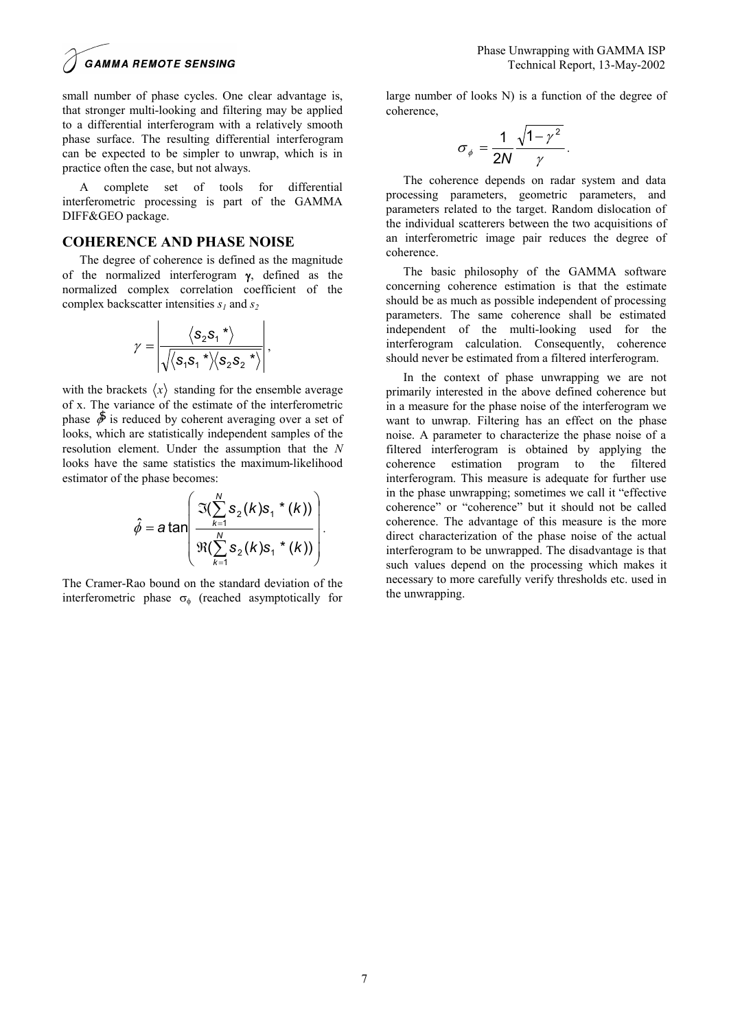small number of phase cycles. One clear advantage is, that stronger multi-looking and filtering may be applied to a differential interferogram with a relatively smooth phase surface. The resulting differential interferogram can be expected to be simpler to unwrap, which is in practice often the case, but not always.

A complete set of tools for differential interferometric processing is part of the GAMMA DIFF&GEO package.

## COHERENCE AND PHASE NOISE

The degree of coherence is defined as the magnitude of the normalized interferogram $\boldsymbol{\gamma}$, defined as the normalized complex correlation coefficient of the complex backscatter intensities $s_1$ and $s_2$

$$\gamma = \left| \frac{\langle s_2 s_1 {}^* \rangle}{\sqrt{\langle s_1 s_1 {}^* \rangle \langle s_2 s_2 {}^* \rangle}} \right| ,$$

with the brackets $\langle x \rangle$ standing for the ensemble average of x. The variance of the estimate of the interferometric phase $\hat{\phi}$ is reduced by coherent averaging over a set of looks, which are statistically independent samples of the resolution element. Under the assumption that the $N$ looks have the same statistics the maximum-likelihood estimator of the phase becomes:

$$\hat{\phi} = a\tan\left( \frac{\Im(\sum_{k=1}^{N} s_2(k) s_1{}^*(k))}{\Re(\sum_{k=1}^{N} s_2(k) s_1{}^*(k))} \right).$$

The Cramer-Rao bound on the standard deviation of the interferometric phase $\sigma_\phi$ (reached asymptotically for large number of looks N) is a function of the degree of coherence,

$$\sigma_\phi = \frac{1}{2N} \frac{\sqrt{1-\gamma^2}}{\gamma}.$$

The coherence depends on radar system and data processing parameters, geometric parameters, and parameters related to the target. Random dislocation of the individual scatterers between the two acquisitions of an interferometric image pair reduces the degree of coherence.

The basic philosophy of the GAMMA software concerning coherence estimation is that the estimate should be as much as possible independent of processing parameters. The same coherence shall be estimated independent of the multi-looking used for the interferogram calculation. Consequently, coherence should never be estimated from a filtered interferogram.

In the context of phase unwrapping we are not primarily interested in the above defined coherence but in a measure for the phase noise of the interferogram we want to unwrap. Filtering has an effect on the phase noise. A parameter to characterize the phase noise of a filtered interferogram is obtained by applying the coherence estimation program to the filtered interferogram. This measure is adequate for further use in the phase unwrapping; sometimes we call it "effective coherence" or "coherence" but it should not be called coherence. The advantage of this measure is the more direct characterization of the phase noise of the actual interferogram to be unwrapped. The disadvantage is that such values depend on the processing which makes it necessary to more carefully verify thresholds etc. used in the unwrapping.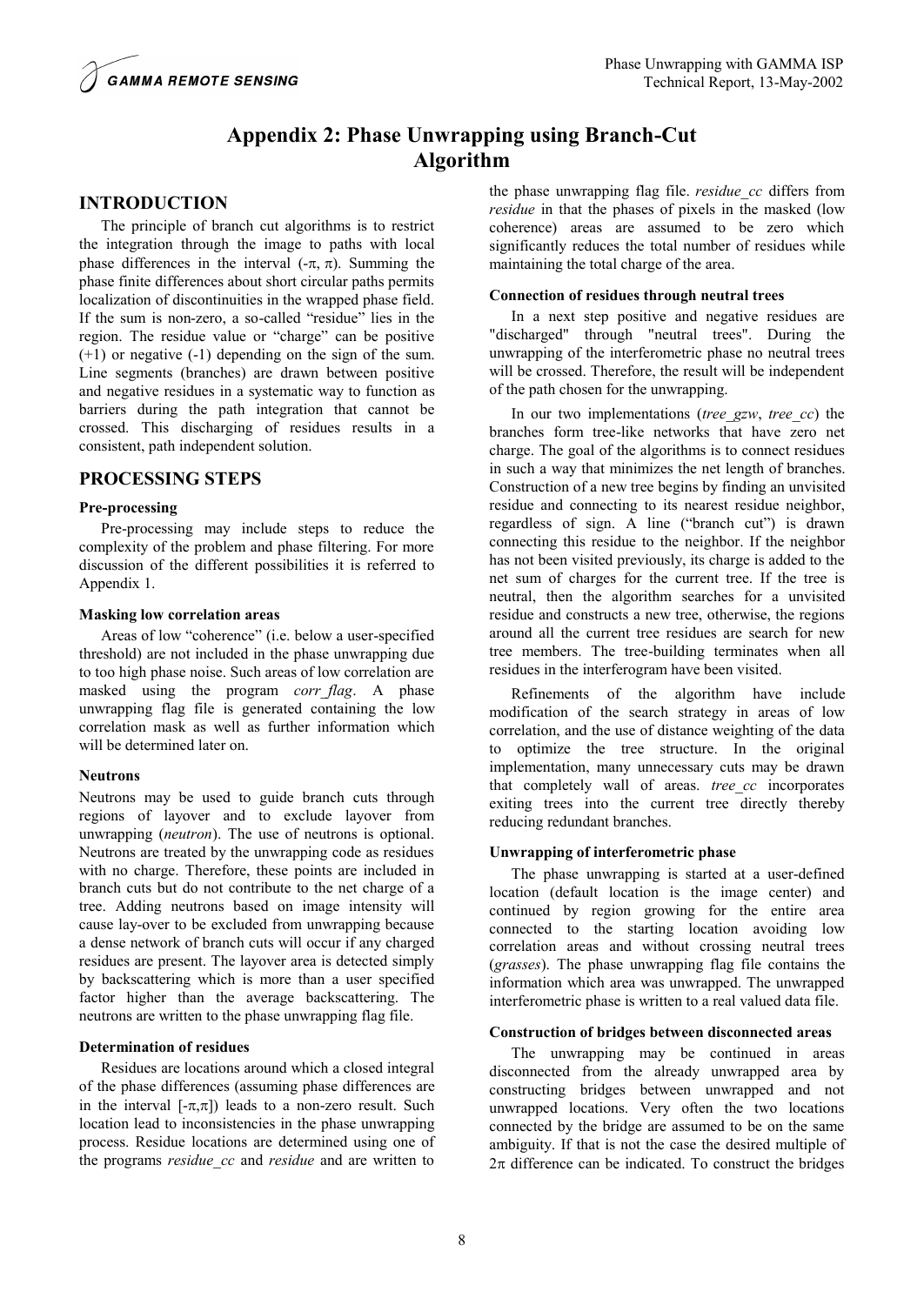# Appendix 2: Phase Unwrapping using Branch-Cut Algorithm

## INTRODUCTION

The principle of branch cut algorithms is to restrict the integration through the image to paths with local phase differences in the interval ($-\pi$, $\pi$). Summing the phase finite differences about short circular paths permits localization of discontinuities in the wrapped phase field. If the sum is non-zero, a so-called "residue" lies in the region. The residue value or "charge" can be positive (+1) or negative (-1) depending on the sign of the sum. Line segments (branches) are drawn between positive and negative residues in a systematic way to function as barriers during the path integration that cannot be crossed. This discharging of residues results in a consistent, path independent solution.

## PROCESSING STEPS

### Pre-processing

Pre-processing may include steps to reduce the complexity of the problem and phase filtering. For more discussion of the different possibilities it is referred to Appendix 1.

### Masking low correlation areas

Areas of low "coherence" (i.e. below a user-specified threshold) are not included in the phase unwrapping due to too high phase noise. Such areas of low correlation are masked using the program *corr_flag*. A phase unwrapping flag file is generated containing the low correlation mask as well as further information which will be determined later on.

### Neutrons

Neutrons may be used to guide branch cuts through regions of layover and to exclude layover from unwrapping (*neutron*). The use of neutrons is optional. Neutrons are treated by the unwrapping code as residues with no charge. Therefore, these points are included in branch cuts but do not contribute to the net charge of a tree. Adding neutrons based on image intensity will cause lay-over to be excluded from unwrapping because a dense network of branch cuts will occur if any charged residues are present. The layover area is detected simply by backscattering which is more than a user specified factor higher than the average backscattering. The neutrons are written to the phase unwrapping flag file.

### Determination of residues

Residues are locations around which a closed integral of the phase differences (assuming phase differences are in the interval $[-\pi,\pi]$) leads to a non-zero result. Such location lead to inconsistencies in the phase unwrapping process. Residue locations are determined using one of the programs *residue_cc* and *residue* and are written to the phase unwrapping flag file. *residue_cc* differs from *residue* in that the phases of pixels in the masked (low coherence) areas are assumed to be zero which significantly reduces the total number of residues while maintaining the total charge of the area.

### Connection of residues through neutral trees

In a next step positive and negative residues are "discharged" through "neutral trees". During the unwrapping of the interferometric phase no neutral trees will be crossed. Therefore, the result will be independent of the path chosen for the unwrapping.

In our two implementations (*tree_gzw*, *tree_cc*) the branches form tree-like networks that have zero net charge. The goal of the algorithms is to connect residues in such a way that minimizes the net length of branches. Construction of a new tree begins by finding an unvisited residue and connecting to its nearest residue neighbor, regardless of sign. A line ("branch cut") is drawn connecting this residue to the neighbor. If the neighbor has not been visited previously, its charge is added to the net sum of charges for the current tree. If the tree is neutral, then the algorithm searches for a unvisited residue and constructs a new tree, otherwise, the regions around all the current tree residues are search for new tree members. The tree-building terminates when all residues in the interferogram have been visited.

Refinements of the algorithm have include modification of the search strategy in areas of low correlation, and the use of distance weighting of the data to optimize the tree structure. In the original implementation, many unnecessary cuts may be drawn that completely wall of areas. *tree_cc* incorporates exiting trees into the current tree directly thereby reducing redundant branches.

### Unwrapping of interferometric phase

The phase unwrapping is started at a user-defined location (default location is the image center) and continued by region growing for the entire area connected to the starting location avoiding low correlation areas and without crossing neutral trees (*grasses*). The phase unwrapping flag file contains the information which area was unwrapped. The unwrapped interferometric phase is written to a real valued data file.

### Construction of bridges between disconnected areas

The unwrapping may be continued in areas disconnected from the already unwrapped area by constructing bridges between unwrapped and not unwrapped locations. Very often the two locations connected by the bridge are assumed to be on the same ambiguity. If that is not the case the desired multiple of $2\pi$ difference can be indicated. To construct the bridges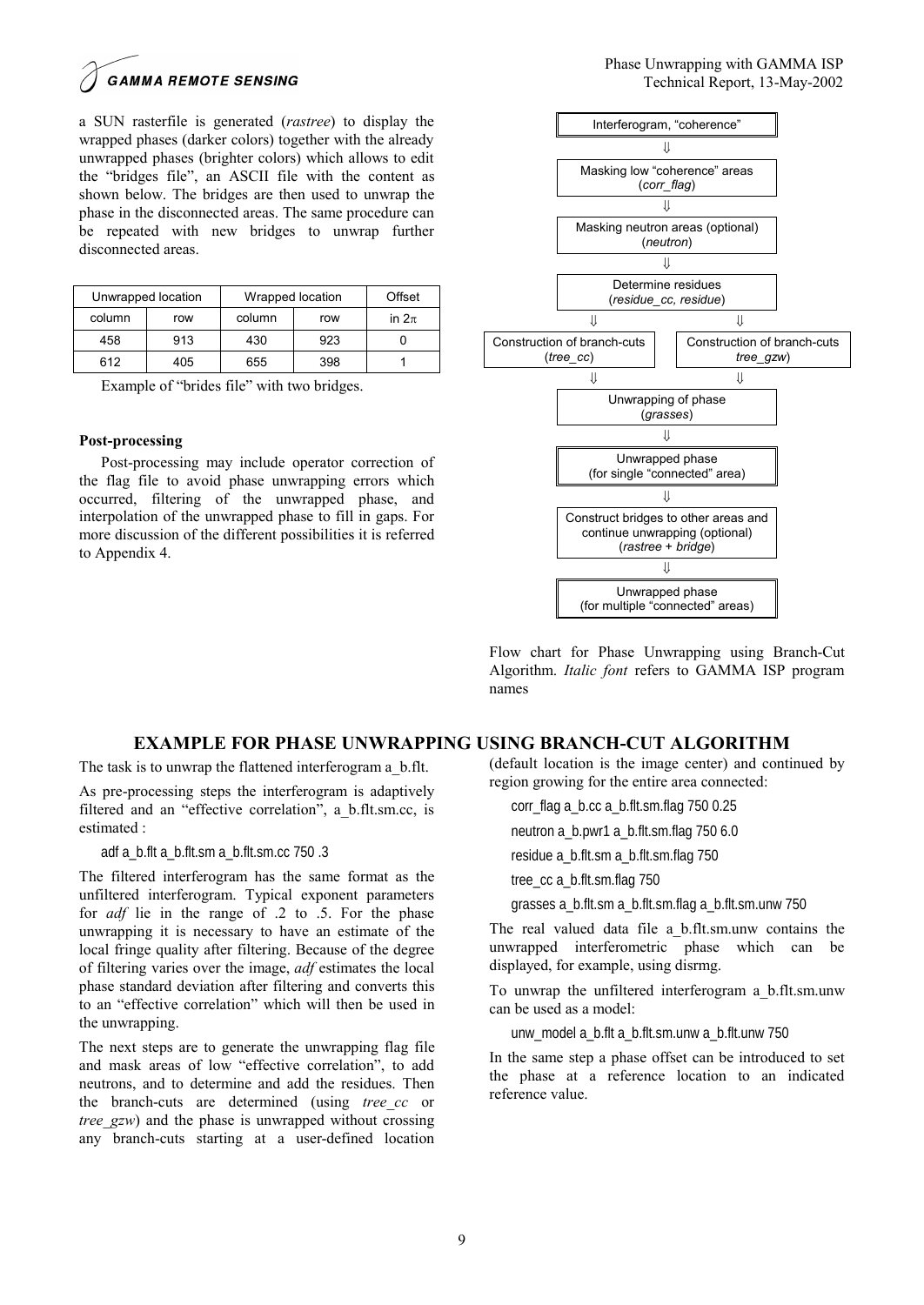a SUN rasterfile is generated (*rastree*) to display the wrapped phases (darker colors) together with the already unwrapped phases (brighter colors) which allows to edit the "bridges file", an ASCII file with the content as shown below. The bridges are then used to unwrap the phase in the disconnected areas. The same procedure can be repeated with new bridges to unwrap further disconnected areas.

| Unwrapped location | | Wrapped location | | Offset |
|---|---|---|---|---|
| column | row | column | row | in $2\pi$ |
| 458 | 913 | 430 | 923 | 0 |
| 612 | 405 | 655 | 398 | 1 |

Example of "brides file" with two bridges.

**Post-processing**

Post-processing may include operator correction of the flag file to avoid phase unwrapping errors which occurred, filtering of the unwrapped phase, and interpolation of the unwrapped phase to fill in gaps. For more discussion of the different possibilities it is referred to Appendix 4.

Interferogram, "coherence"
⇓
Masking low "coherence" areas (*corr_flag*)
⇓
Masking neutron areas (optional) (*neutron*)
⇓
Determine residues (*residue_cc, residue*)
⇓ ⇓
Construction of branch-cuts (*tree_cc*) | Construction of branch-cuts *tree_gzw*)
⇓ ⇓
Unwrapping of phase (*grasses*)
⇓
Unwrapped phase (for single "connected" area)
⇓
Construct bridges to other areas and continue unwrapping (optional) (*rastree + bridge*)
⇓
Unwrapped phase (for multiple "connected" areas)

Flow chart for Phase Unwrapping using Branch-Cut Algorithm. *Italic font* refers to GAMMA ISP program names

## EXAMPLE FOR PHASE UNWRAPPING USING BRANCH-CUT ALGORITHM

The task is to unwrap the flattened interferogram a_b.flt.

As pre-processing steps the interferogram is adaptively filtered and an "effective correlation", a_b.flt.sm.cc, is estimated :

```
adf a_b.flt a_b.flt.sm a_b.flt.sm.cc 750 .3
```

The filtered interferogram has the same format as the unfiltered interferogram. Typical exponent parameters for *adf* lie in the range of .2 to .5. For the phase unwrapping it is necessary to have an estimate of the local fringe quality after filtering. Because of the degree of filtering varies over the image, *adf* estimates the local phase standard deviation after filtering and converts this to an "effective correlation" which will then be used in the unwrapping.

The next steps are to generate the unwrapping flag file and mask areas of low "effective correlation", to add neutrons, and to determine and add the residues. Then the branch-cuts are determined (using *tree_cc* or *tree_gzw*) and the phase is unwrapped without crossing any branch-cuts starting at a user-defined location (default location is the image center) and continued by region growing for the entire area connected:

```
corr_flag a_b.cc a_b.flt.sm.flag 750 0.25
neutron a_b.pwr1 a_b.flt.sm.flag 750 6.0
residue a_b.flt.sm a_b.flt.sm.flag 750
tree_cc a_b.flt.sm.flag 750
grasses a_b.flt.sm a_b.flt.sm.flag a_b.flt.sm.unw 750
```

The real valued data file a_b.flt.sm.unw contains the unwrapped interferometric phase which can be displayed, for example, using disrmg.

To unwrap the unfiltered interferogram a_b.flt.sm.unw can be used as a model:

```
unw_model a_b.flt a_b.flt.sm.unw a_b.flt.unw 750
```

In the same step a phase offset can be introduced to set the phase at a reference location to an indicated reference value.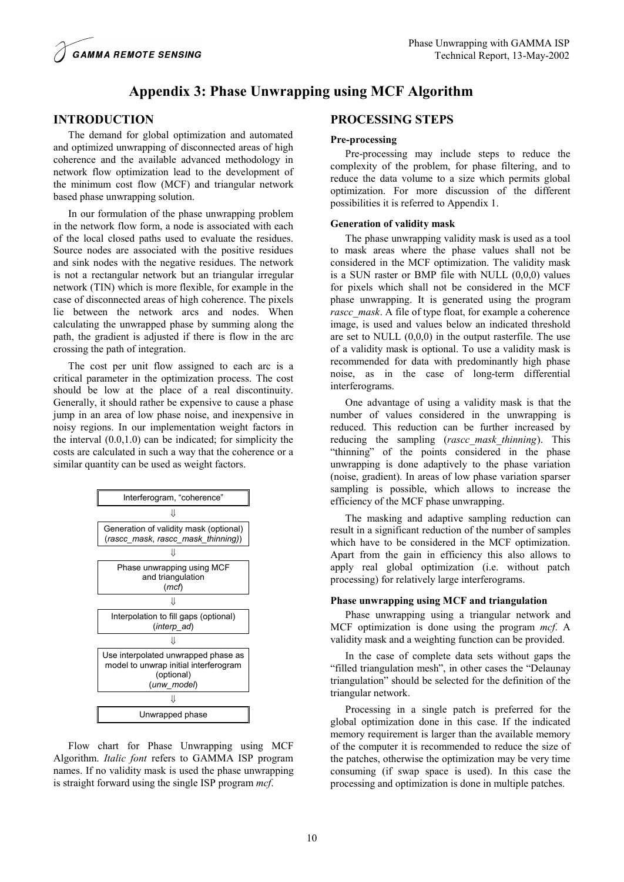# Appendix 3: Phase Unwrapping using MCF Algorithm

## INTRODUCTION

The demand for global optimization and automated and optimized unwrapping of disconnected areas of high coherence and the available advanced methodology in network flow optimization lead to the development of the minimum cost flow (MCF) and triangular network based phase unwrapping solution.

In our formulation of the phase unwrapping problem in the network flow form, a node is associated with each of the local closed paths used to evaluate the residues. Source nodes are associated with the positive residues and sink nodes with the negative residues. The network is not a rectangular network but an triangular irregular network (TIN) which is more flexible, for example in the case of disconnected areas of high coherence. The pixels lie between the network arcs and nodes. When calculating the unwrapped phase by summing along the path, the gradient is adjusted if there is flow in the arc crossing the path of integration.

The cost per unit flow assigned to each arc is a critical parameter in the optimization process. The cost should be low at the place of a real discontinuity. Generally, it should rather be expensive to cause a phase jump in an area of low phase noise, and inexpensive in noisy regions. In our implementation weight factors in the interval (0.0,1.0) can be indicated; for simplicity the costs are calculated in such a way that the coherence or a similar quantity can be used as weight factors.

Interferogram, "coherence"

⇓

Generation of validity mask (optional)
(*rascc_mask*, *rascc_mask_thinning*))

⇓

Phase unwrapping using MCF
and triangulation
(*mcf*)

⇓

Interpolation to fill gaps (optional)
(*interp_ad*)

⇓

Use interpolated unwrapped phase as model to unwrap initial interferogram (optional)
(*unw_model*)

⇓

Unwrapped phase

Flow chart for Phase Unwrapping using MCF Algorithm. *Italic font* refers to GAMMA ISP program names. If no validity mask is used the phase unwrapping is straight forward using the single ISP program *mcf*.

## PROCESSING STEPS

### Pre-processing

Pre-processing may include steps to reduce the complexity of the problem, for phase filtering, and to reduce the data volume to a size which permits global optimization. For more discussion of the different possibilities it is referred to Appendix 1.

### Generation of validity mask

The phase unwrapping validity mask is used as a tool to mask areas where the phase values shall not be considered in the MCF optimization. The validity mask is a SUN raster or BMP file with NULL (0,0,0) values for pixels which shall not be considered in the MCF phase unwrapping. It is generated using the program *rascc_mask*. A file of type float, for example a coherence image, is used and values below an indicated threshold are set to NULL (0,0,0) in the output rasterfile. The use of a validity mask is optional. To use a validity mask is recommended for data with predominantly high phase noise, as in the case of long-term differential interferograms.

One advantage of using a validity mask is that the number of values considered in the unwrapping is reduced. This reduction can be further increased by reducing the sampling (*rascc_mask_thinning*). This "thinning" of the points considered in the phase unwrapping is done adaptively to the phase variation (noise, gradient). In areas of low phase variation sparser sampling is possible, which allows to increase the efficiency of the MCF phase unwrapping.

The masking and adaptive sampling reduction can result in a significant reduction of the number of samples which have to be considered in the MCF optimization. Apart from the gain in efficiency this also allows to apply real global optimization (i.e. without patch processing) for relatively large interferograms.

### Phase unwrapping using MCF and triangulation

Phase unwrapping using a triangular network and MCF optimization is done using the program *mcf*. A validity mask and a weighting function can be provided.

In the case of complete data sets without gaps the "filled triangulation mesh", in other cases the "Delaunay triangulation" should be selected for the definition of the triangular network.

Processing in a single patch is preferred for the global optimization done in this case. If the indicated memory requirement is larger than the available memory of the computer it is recommended to reduce the size of the patches, otherwise the optimization may be very time consuming (if swap space is used). In this case the processing and optimization is done in multiple patches.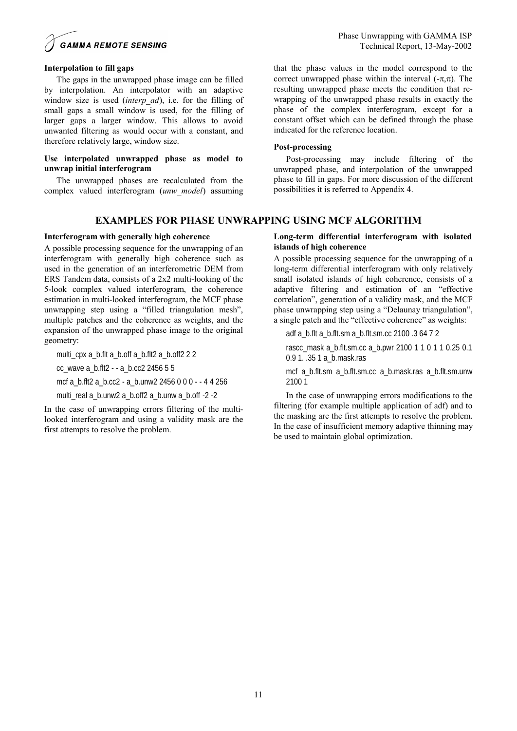### Interpolation to fill gaps

The gaps in the unwrapped phase image can be filled by interpolation. An interpolator with an adaptive window size is used (*interp_ad*), i.e. for the filling of small gaps a small window is used, for the filling of larger gaps a larger window. This allows to avoid unwanted filtering as would occur with a constant, and therefore relatively large, window size.

### Use interpolated unwrapped phase as model to unwrap initial interferogram

The unwrapped phases are recalculated from the complex valued interferogram (*unw_model*) assuming that the phase values in the model correspond to the correct unwrapped phase within the interval $(-\pi,\pi)$. The resulting unwrapped phase meets the condition that re-wrapping of the unwrapped phase results in exactly the phase of the complex interferogram, except for a constant offset which can be defined through the phase indicated for the reference location.

### Post-processing

Post-processing may include filtering of the unwrapped phase, and interpolation of the unwrapped phase to fill in gaps. For more discussion of the different possibilities it is referred to Appendix 4.

## EXAMPLES FOR PHASE UNWRAPPING USING MCF ALGORITHM

### Interferogram with generally high coherence

A possible processing sequence for the unwrapping of an interferogram with generally high coherence such as used in the generation of an interferometric DEM from ERS Tandem data, consists of a 2x2 multi-looking of the 5-look complex valued interferogram, the coherence estimation in multi-looked interferogram, the MCF phase unwrapping step using a "filled triangulation mesh", multiple patches and the coherence as weights, and the expansion of the unwrapped phase image to the original geometry:

```
multi_cpx a_b.flt a_b.off a_b.flt2 a_b.off2 2 2
cc_wave a_b.flt2 - - a_b.cc2 2456 5 5
mcf a_b.flt2 a_b.cc2 - a_b.unw2 2456 0 0 0 - - 4 4 256
multi_real a_b.unw2 a_b.off2 a_b.unw a_b.off -2 -2
```

In the case of unwrapping errors filtering of the multi-looked interferogram and using a validity mask are the first attempts to resolve the problem.

### Long-term differential interferogram with isolated islands of high coherence

A possible processing sequence for the unwrapping of a long-term differential interferogram with only relatively small isolated islands of high coherence, consists of a adaptive filtering and estimation of an "effective correlation", generation of a validity mask, and the MCF phase unwrapping step using a "Delaunay triangulation", a single patch and the "effective coherence" as weights:

```
adf a_b.flt a_b.flt.sm a_b.flt.sm.cc 2100 .3 64 7 2
rascc_mask a_b.flt.sm.cc a_b.pwr 2100 1 1 0 1 1 0.25 0.1 0.9 1. .35 1 a_b.mask.ras
mcf a_b.flt.sm a_b.flt.sm.cc a_b.mask.ras a_b.flt.sm.unw 2100 1
```

In the case of unwrapping errors modifications to the filtering (for example multiple application of adf) and to the masking are the first attempts to resolve the problem. In the case of insufficient memory adaptive thinning may be used to maintain global optimization.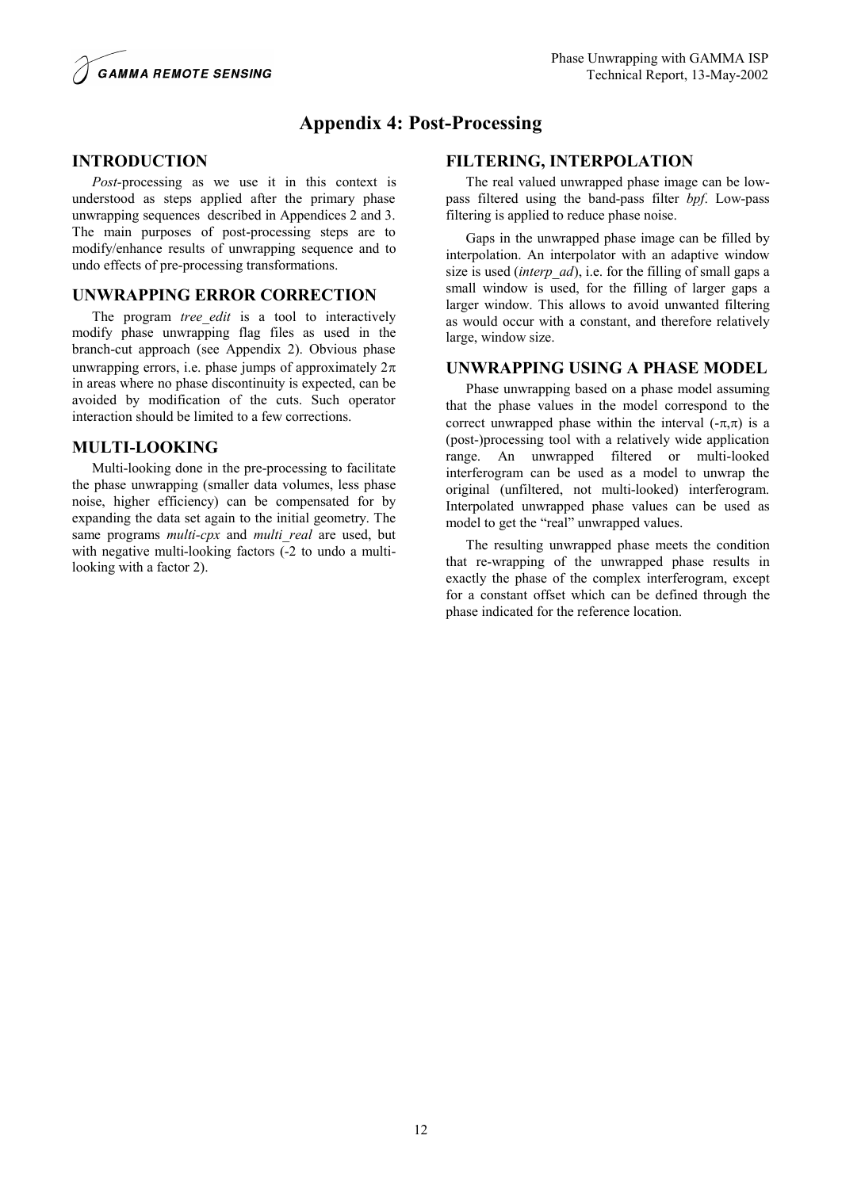# Appendix 4: Post-Processing

## INTRODUCTION

*Post*-processing as we use it in this context is understood as steps applied after the primary phase unwrapping sequences described in Appendices 2 and 3. The main purposes of post-processing steps are to modify/enhance results of unwrapping sequence and to undo effects of pre-processing transformations.

## UNWRAPPING ERROR CORRECTION

The program *tree_edit* is a tool to interactively modify phase unwrapping flag files as used in the branch-cut approach (see Appendix 2). Obvious phase unwrapping errors, i.e. phase jumps of approximately $2\pi$ in areas where no phase discontinuity is expected, can be avoided by modification of the cuts. Such operator interaction should be limited to a few corrections.

## MULTI-LOOKING

Multi-looking done in the pre-processing to facilitate the phase unwrapping (smaller data volumes, less phase noise, higher efficiency) can be compensated for by expanding the data set again to the initial geometry. The same programs *multi-cpx* and *multi_real* are used, but with negative multi-looking factors (-2 to undo a multi-looking with a factor 2).

## FILTERING, INTERPOLATION

The real valued unwrapped phase image can be low-pass filtered using the band-pass filter *bpf*. Low-pass filtering is applied to reduce phase noise.

Gaps in the unwrapped phase image can be filled by interpolation. An interpolator with an adaptive window size is used (*interp_ad*), i.e. for the filling of small gaps a small window is used, for the filling of larger gaps a larger window. This allows to avoid unwanted filtering as would occur with a constant, and therefore relatively large, window size.

## UNWRAPPING USING A PHASE MODEL

Phase unwrapping based on a phase model assuming that the phase values in the model correspond to the correct unwrapped phase within the interval $(-\pi,\pi)$ is a (post-)processing tool with a relatively wide application range. An unwrapped filtered or multi-looked interferogram can be used as a model to unwrap the original (unfiltered, not multi-looked) interferogram. Interpolated unwrapped phase values can be used as model to get the "real" unwrapped values.

The resulting unwrapped phase meets the condition that re-wrapping of the unwrapped phase results in exactly the phase of the complex interferogram, except for a constant offset which can be defined through the phase indicated for the reference location.